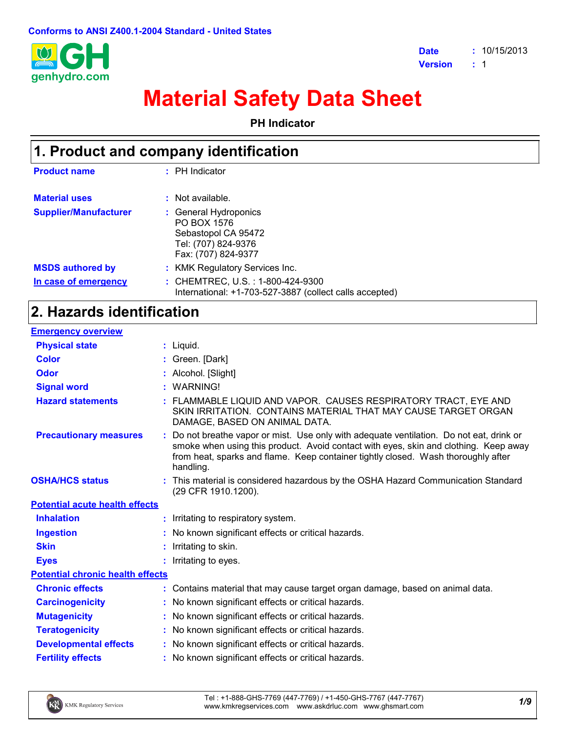Conforms to ANSI Z400.1-2004 Standard - United States

| | | |
|---|---|---|
| **Date** | : | 10/15/2013 |
| **Version** | : | 1 |

# Material Safety Data Sheet

**PH Indicator**

## 1. Product and company identification

| | | |
|---|---|---|
| **Product name** | : | PH Indicator |
| **Material uses** | : | Not available. |
| **Supplier/Manufacturer** | : | General Hydroponics<br>PO BOX 1576<br>Sebastopol CA 95472<br>Tel: (707) 824-9376<br>Fax: (707) 824-9377 |
| **MSDS authored by** | : | KMK Regulatory Services Inc. |
| **In case of emergency** | : | CHEMTREC, U.S. : 1-800-424-9300<br>International: +1-703-527-3887 (collect calls accepted) |

## 2. Hazards identification

**Emergency overview**

| | | |
|---|---|---|
| **Physical state** | : | Liquid. |
| **Color** | : | Green. [Dark] |
| **Odor** | : | Alcohol. [Slight] |
| **Signal word** | : | WARNING! |
| **Hazard statements** | : | FLAMMABLE LIQUID AND VAPOR. CAUSES RESPIRATORY TRACT, EYE AND SKIN IRRITATION. CONTAINS MATERIAL THAT MAY CAUSE TARGET ORGAN DAMAGE, BASED ON ANIMAL DATA. |
| **Precautionary measures** | : | Do not breathe vapor or mist. Use only with adequate ventilation. Do not eat, drink or smoke when using this product. Avoid contact with eyes, skin and clothing. Keep away from heat, sparks and flame. Keep container tightly closed. Wash thoroughly after handling. |
| **OSHA/HCS status** | : | This material is considered hazardous by the OSHA Hazard Communication Standard (29 CFR 1910.1200). |

**Potential acute health effects**

| | | |
|---|---|---|
| **Inhalation** | : | Irritating to respiratory system. |
| **Ingestion** | : | No known significant effects or critical hazards. |
| **Skin** | : | Irritating to skin. |
| **Eyes** | : | Irritating to eyes. |

**Potential chronic health effects**

| | | |
|---|---|---|
| **Chronic effects** | : | Contains material that may cause target organ damage, based on animal data. |
| **Carcinogenicity** | : | No known significant effects or critical hazards. |
| **Mutagenicity** | : | No known significant effects or critical hazards. |
| **Teratogenicity** | : | No known significant effects or critical hazards. |
| **Developmental effects** | : | No known significant effects or critical hazards. |
| **Fertility effects** | : | No known significant effects or critical hazards. |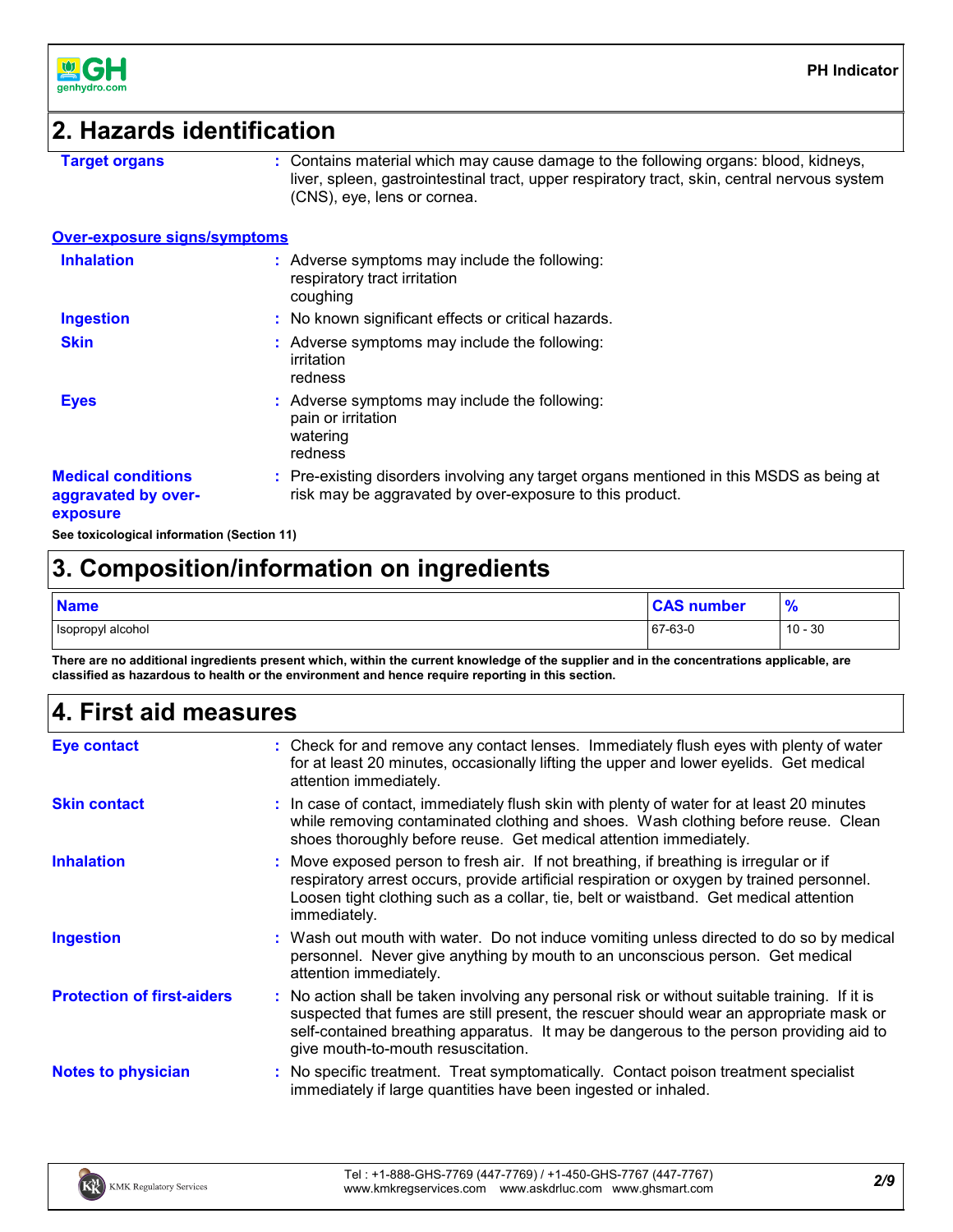## 2. Hazards identification

**Target organs** : Contains material which may cause damage to the following organs: blood, kidneys, liver, spleen, gastrointestinal tract, upper respiratory tract, skin, central nervous system (CNS), eye, lens or cornea.

**Over-exposure signs/symptoms**

**Inhalation** : Adverse symptoms may include the following:
respiratory tract irritation
coughing

**Ingestion** : No known significant effects or critical hazards.

**Skin** : Adverse symptoms may include the following:
irritation
redness

**Eyes** : Adverse symptoms may include the following:
pain or irritation
watering
redness

**Medical conditions aggravated by over-exposure** : Pre-existing disorders involving any target organs mentioned in this MSDS as being at risk may be aggravated by over-exposure to this product.

**See toxicological information (Section 11)**

## 3. Composition/information on ingredients

| Name | CAS number | % |
|---|---|---|
| Isopropyl alcohol | 67-63-0 | 10 - 30 |

**There are no additional ingredients present which, within the current knowledge of the supplier and in the concentrations applicable, are classified as hazardous to health or the environment and hence require reporting in this section.**

## 4. First aid measures

**Eye contact** : Check for and remove any contact lenses. Immediately flush eyes with plenty of water for at least 20 minutes, occasionally lifting the upper and lower eyelids. Get medical attention immediately.

**Skin contact** : In case of contact, immediately flush skin with plenty of water for at least 20 minutes while removing contaminated clothing and shoes. Wash clothing before reuse. Clean shoes thoroughly before reuse. Get medical attention immediately.

**Inhalation** : Move exposed person to fresh air. If not breathing, if breathing is irregular or if respiratory arrest occurs, provide artificial respiration or oxygen by trained personnel. Loosen tight clothing such as a collar, tie, belt or waistband. Get medical attention immediately.

**Ingestion** : Wash out mouth with water. Do not induce vomiting unless directed to do so by medical personnel. Never give anything by mouth to an unconscious person. Get medical attention immediately.

**Protection of first-aiders** : No action shall be taken involving any personal risk or without suitable training. If it is suspected that fumes are still present, the rescuer should wear an appropriate mask or self-contained breathing apparatus. It may be dangerous to the person providing aid to give mouth-to-mouth resuscitation.

**Notes to physician** : No specific treatment. Treat symptomatically. Contact poison treatment specialist immediately if large quantities have been ingested or inhaled.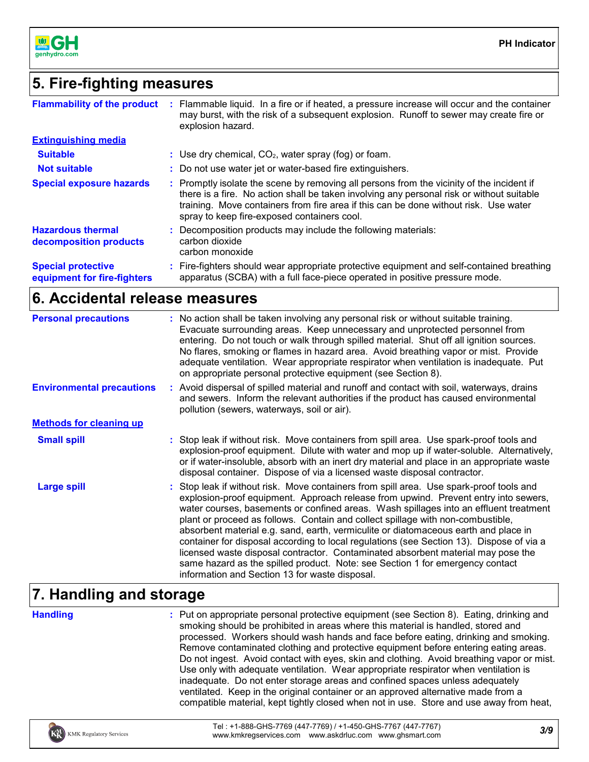## 5. Fire-fighting measures

**Flammability of the product** : Flammable liquid. In a fire or if heated, a pressure increase will occur and the container may burst, with the risk of a subsequent explosion. Runoff to sewer may create fire or explosion hazard.

**Extinguishing media**

**Suitable** : Use dry chemical, $CO_2$, water spray (fog) or foam.

**Not suitable** : Do not use water jet or water-based fire extinguishers.

**Special exposure hazards** : Promptly isolate the scene by removing all persons from the vicinity of the incident if there is a fire. No action shall be taken involving any personal risk or without suitable training. Move containers from fire area if this can be done without risk. Use water spray to keep fire-exposed containers cool.

**Hazardous thermal decomposition products** : Decomposition products may include the following materials:
carbon dioxide
carbon monoxide

**Special protective equipment for fire-fighters** : Fire-fighters should wear appropriate protective equipment and self-contained breathing apparatus (SCBA) with a full face-piece operated in positive pressure mode.

## 6. Accidental release measures

**Personal precautions** : No action shall be taken involving any personal risk or without suitable training. Evacuate surrounding areas. Keep unnecessary and unprotected personnel from entering. Do not touch or walk through spilled material. Shut off all ignition sources. No flares, smoking or flames in hazard area. Avoid breathing vapor or mist. Provide adequate ventilation. Wear appropriate respirator when ventilation is inadequate. Put on appropriate personal protective equipment (see Section 8).

**Environmental precautions** : Avoid dispersal of spilled material and runoff and contact with soil, waterways, drains and sewers. Inform the relevant authorities if the product has caused environmental pollution (sewers, waterways, soil or air).

**Methods for cleaning up**

**Small spill** : Stop leak if without risk. Move containers from spill area. Use spark-proof tools and explosion-proof equipment. Dilute with water and mop up if water-soluble. Alternatively, or if water-insoluble, absorb with an inert dry material and place in an appropriate waste disposal container. Dispose of via a licensed waste disposal contractor.

**Large spill** : Stop leak if without risk. Move containers from spill area. Use spark-proof tools and explosion-proof equipment. Approach release from upwind. Prevent entry into sewers, water courses, basements or confined areas. Wash spillages into an effluent treatment plant or proceed as follows. Contain and collect spillage with non-combustible, absorbent material e.g. sand, earth, vermiculite or diatomaceous earth and place in container for disposal according to local regulations (see Section 13). Dispose of via a licensed waste disposal contractor. Contaminated absorbent material may pose the same hazard as the spilled product. Note: see Section 1 for emergency contact information and Section 13 for waste disposal.

## 7. Handling and storage

**Handling** : Put on appropriate personal protective equipment (see Section 8). Eating, drinking and smoking should be prohibited in areas where this material is handled, stored and processed. Workers should wash hands and face before eating, drinking and smoking. Remove contaminated clothing and protective equipment before entering eating areas. Do not ingest. Avoid contact with eyes, skin and clothing. Avoid breathing vapor or mist. Use only with adequate ventilation. Wear appropriate respirator when ventilation is inadequate. Do not enter storage areas and confined spaces unless adequately ventilated. Keep in the original container or an approved alternative made from a compatible material, kept tightly closed when not in use. Store and use away from heat,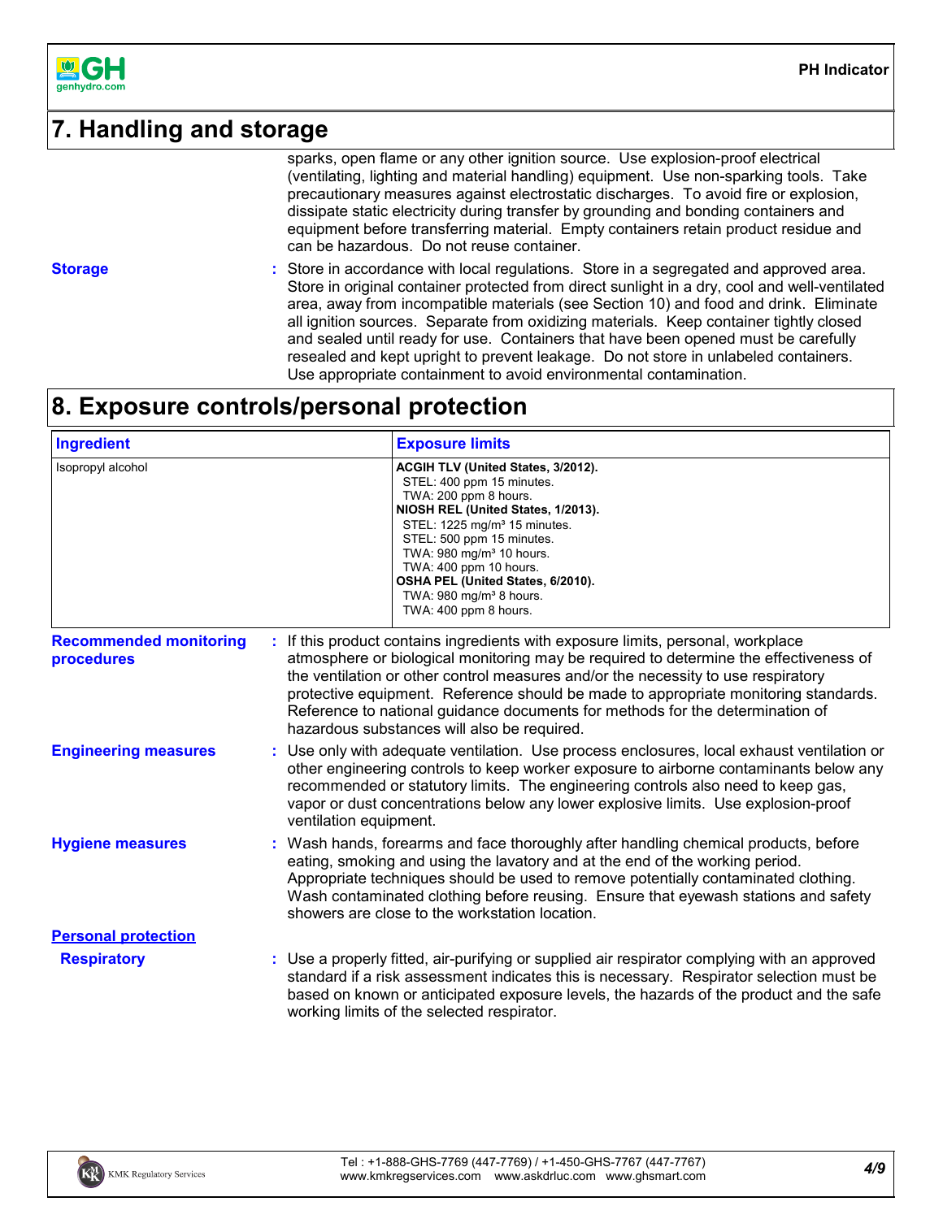## 7. Handling and storage

sparks, open flame or any other ignition source. Use explosion-proof electrical (ventilating, lighting and material handling) equipment. Use non-sparking tools. Take precautionary measures against electrostatic discharges. To avoid fire or explosion, dissipate static electricity during transfer by grounding and bonding containers and equipment before transferring material. Empty containers retain product residue and can be hazardous. Do not reuse container.

**Storage** : Store in accordance with local regulations. Store in a segregated and approved area. Store in original container protected from direct sunlight in a dry, cool and well-ventilated area, away from incompatible materials (see Section 10) and food and drink. Eliminate all ignition sources. Separate from oxidizing materials. Keep container tightly closed and sealed until ready for use. Containers that have been opened must be carefully resealed and kept upright to prevent leakage. Do not store in unlabeled containers. Use appropriate containment to avoid environmental contamination.

## 8. Exposure controls/personal protection

| Ingredient | Exposure limits |
|---|---|
| Isopropyl alcohol | **ACGIH TLV (United States, 3/2012).**<br>STEL: 400 ppm 15 minutes.<br>TWA: 200 ppm 8 hours.<br>**NIOSH REL (United States, 1/2013).**<br>STEL: 1225 mg/m³ 15 minutes.<br>STEL: 500 ppm 15 minutes.<br>TWA: 980 mg/m³ 10 hours.<br>TWA: 400 ppm 10 hours.<br>**OSHA PEL (United States, 6/2010).**<br>TWA: 980 mg/m³ 8 hours.<br>TWA: 400 ppm 8 hours. |

**Recommended monitoring procedures** : If this product contains ingredients with exposure limits, personal, workplace atmosphere or biological monitoring may be required to determine the effectiveness of the ventilation or other control measures and/or the necessity to use respiratory protective equipment. Reference should be made to appropriate monitoring standards. Reference to national guidance documents for methods for the determination of hazardous substances will also be required.

**Engineering measures** : Use only with adequate ventilation. Use process enclosures, local exhaust ventilation or other engineering controls to keep worker exposure to airborne contaminants below any recommended or statutory limits. The engineering controls also need to keep gas, vapor or dust concentrations below any lower explosive limits. Use explosion-proof ventilation equipment.

**Hygiene measures** : Wash hands, forearms and face thoroughly after handling chemical products, before eating, smoking and using the lavatory and at the end of the working period. Appropriate techniques should be used to remove potentially contaminated clothing. Wash contaminated clothing before reusing. Ensure that eyewash stations and safety showers are close to the workstation location.

**Personal protection**

**Respiratory** : Use a properly fitted, air-purifying or supplied air respirator complying with an approved standard if a risk assessment indicates this is necessary. Respirator selection must be based on known or anticipated exposure levels, the hazards of the product and the safe working limits of the selected respirator.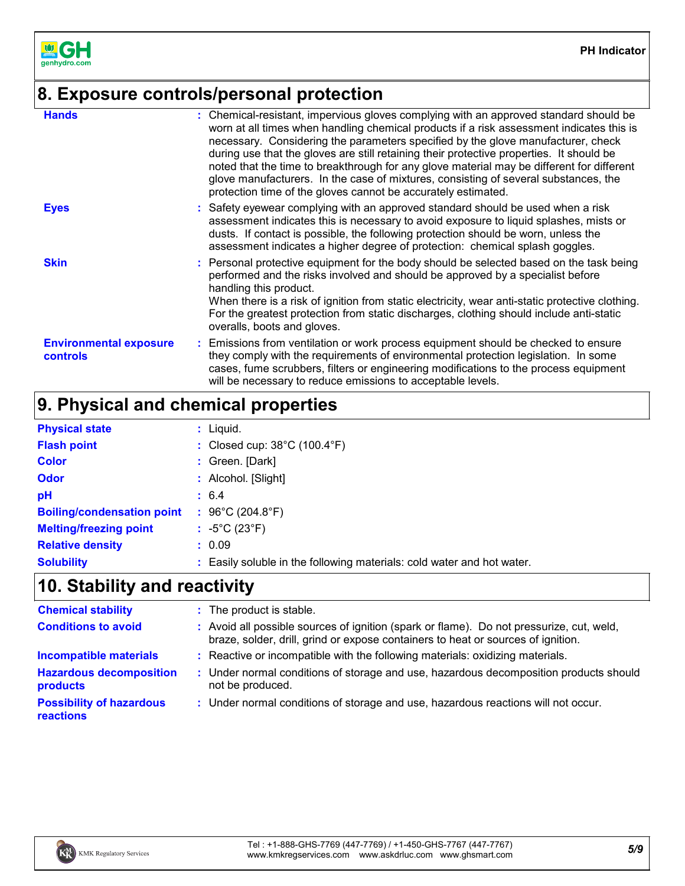## 8. Exposure controls/personal protection

| | |
|---|---|
| **Hands** | : Chemical-resistant, impervious gloves complying with an approved standard should be worn at all times when handling chemical products if a risk assessment indicates this is necessary. Considering the parameters specified by the glove manufacturer, check during use that the gloves are still retaining their protective properties. It should be noted that the time to breakthrough for any glove material may be different for different glove manufacturers. In the case of mixtures, consisting of several substances, the protection time of the gloves cannot be accurately estimated. |
| **Eyes** | : Safety eyewear complying with an approved standard should be used when a risk assessment indicates this is necessary to avoid exposure to liquid splashes, mists or dusts. If contact is possible, the following protection should be worn, unless the assessment indicates a higher degree of protection: chemical splash goggles. |
| **Skin** | : Personal protective equipment for the body should be selected based on the task being performed and the risks involved and should be approved by a specialist before handling this product. When there is a risk of ignition from static electricity, wear anti-static protective clothing. For the greatest protection from static discharges, clothing should include anti-static overalls, boots and gloves. |
| **Environmental exposure controls** | : Emissions from ventilation or work process equipment should be checked to ensure they comply with the requirements of environmental protection legislation. In some cases, fume scrubbers, filters or engineering modifications to the process equipment will be necessary to reduce emissions to acceptable levels. |

## 9. Physical and chemical properties

| | |
|---|---|
| **Physical state** | : Liquid. |
| **Flash point** | : Closed cup: 38°C (100.4°F) |
| **Color** | : Green. [Dark] |
| **Odor** | : Alcohol. [Slight] |
| **pH** | : 6.4 |
| **Boiling/condensation point** | : 96°C (204.8°F) |
| **Melting/freezing point** | : -5°C (23°F) |
| **Relative density** | : 0.09 |
| **Solubility** | : Easily soluble in the following materials: cold water and hot water. |

## 10. Stability and reactivity

| | |
|---|---|
| **Chemical stability** | : The product is stable. |
| **Conditions to avoid** | : Avoid all possible sources of ignition (spark or flame). Do not pressurize, cut, weld, braze, solder, drill, grind or expose containers to heat or sources of ignition. |
| **Incompatible materials** | : Reactive or incompatible with the following materials: oxidizing materials. |
| **Hazardous decomposition products** | : Under normal conditions of storage and use, hazardous decomposition products should not be produced. |
| **Possibility of hazardous reactions** | : Under normal conditions of storage and use, hazardous reactions will not occur. |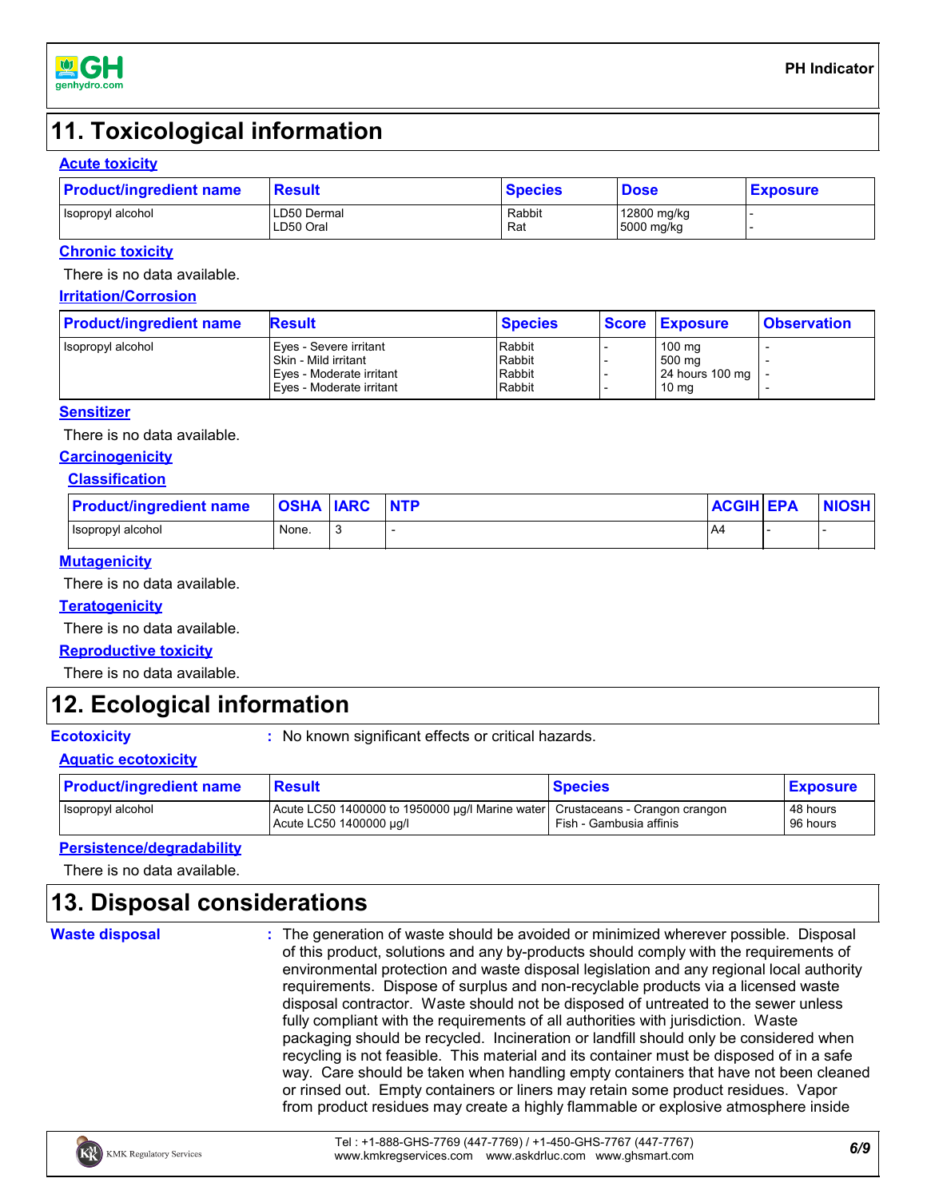# 11. Toxicological information

### Acute toxicity

| Product/ingredient name | Result | Species | Dose | Exposure |
|---|---|---|---|---|
| Isopropyl alcohol | LD50 Dermal<br>LD50 Oral | Rabbit<br>Rat | 12800 mg/kg<br>5000 mg/kg | -<br>- |

### Chronic toxicity

There is no data available.

### Irritation/Corrosion

| Product/ingredient name | Result | Species | Score | Exposure | Observation |
|---|---|---|---|---|---|
| Isopropyl alcohol | Eyes - Severe irritant<br>Skin - Mild irritant<br>Eyes - Moderate irritant<br>Eyes - Moderate irritant | Rabbit<br>Rabbit<br>Rabbit<br>Rabbit | -<br>-<br>-<br>- | 100 mg<br>500 mg<br>24 hours 100 mg<br>10 mg | -<br>-<br>-<br>- |

### Sensitizer

There is no data available.

### Carcinogenicity

#### Classification

| Product/ingredient name | OSHA | IARC | NTP | ACGIH | EPA | NIOSH |
|---|---|---|---|---|---|---|
| Isopropyl alcohol | None. | 3 | - | A4 | - | - |

### Mutagenicity

There is no data available.

### Teratogenicity

There is no data available.

### Reproductive toxicity

There is no data available.

# 12. Ecological information

**Ecotoxicity** : No known significant effects or critical hazards.

### Aquatic ecotoxicity

| Product/ingredient name | Result | Species | Exposure |
|---|---|---|---|
| Isopropyl alcohol | Acute LC50 1400000 to 1950000 µg/l Marine water<br>Acute LC50 1400000 µg/l | Crustaceans - Crangon crangon<br>Fish - Gambusia affinis | 48 hours<br>96 hours |

### Persistence/degradability

There is no data available.

# 13. Disposal considerations

**Waste disposal** : The generation of waste should be avoided or minimized wherever possible. Disposal of this product, solutions and any by-products should comply with the requirements of environmental protection and waste disposal legislation and any regional local authority requirements. Dispose of surplus and non-recyclable products via a licensed waste disposal contractor. Waste should not be disposed of untreated to the sewer unless fully compliant with the requirements of all authorities with jurisdiction. Waste packaging should be recycled. Incineration or landfill should only be considered when recycling is not feasible. This material and its container must be disposed of in a safe way. Care should be taken when handling empty containers that have not been cleaned or rinsed out. Empty containers or liners may retain some product residues. Vapor from product residues may create a highly flammable or explosive atmosphere inside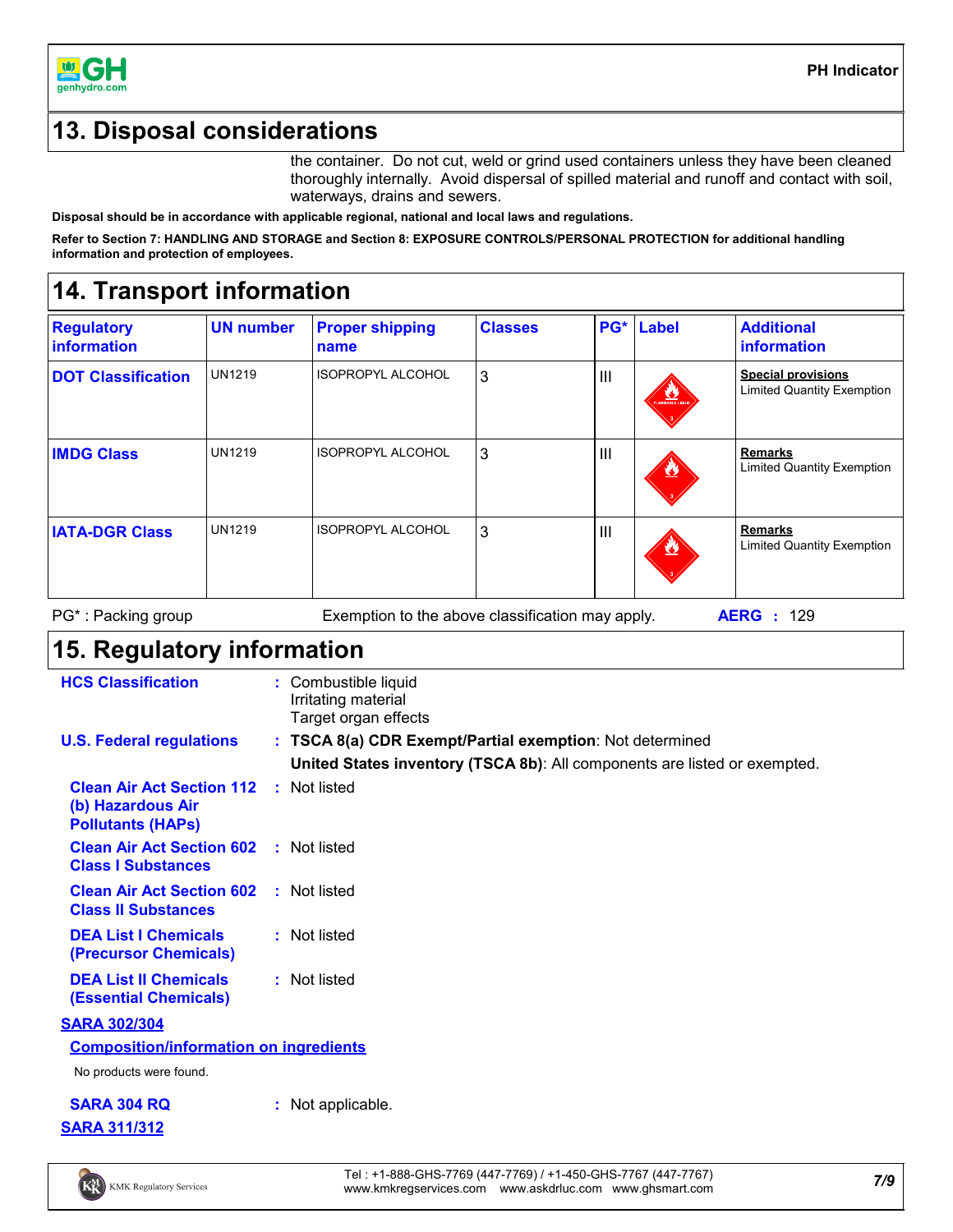## 13. Disposal considerations

the container. Do not cut, weld or grind used containers unless they have been cleaned thoroughly internally. Avoid dispersal of spilled material and runoff and contact with soil, waterways, drains and sewers.

**Disposal should be in accordance with applicable regional, national and local laws and regulations.**

**Refer to Section 7: HANDLING AND STORAGE and Section 8: EXPOSURE CONTROLS/PERSONAL PROTECTION for additional handling information and protection of employees.**

## 14. Transport information

| Regulatory information | UN number | Proper shipping name | Classes | PG* | Label | Additional information |
|---|---|---|---|---|---|---|
| **DOT Classification** | UN1219 | ISOPROPYL ALCOHOL | 3 | III | | **Special provisions** Limited Quantity Exemption |
| **IMDG Class** | UN1219 | ISOPROPYL ALCOHOL | 3 | III | | **Remarks** Limited Quantity Exemption |
| **IATA-DGR Class** | UN1219 | ISOPROPYL ALCOHOL | 3 | III | | **Remarks** Limited Quantity Exemption |

PG* : Packing group        Exemption to the above classification may apply.        **AERG :** 129

## 15. Regulatory information

**HCS Classification** : Combustible liquid
Irritating material
Target organ effects

**U.S. Federal regulations** : **TSCA 8(a) CDR Exempt/Partial exemption**: Not determined

**United States inventory (TSCA 8b)**: All components are listed or exempted.

**Clean Air Act Section 112 (b) Hazardous Air Pollutants (HAPs)** : Not listed

**Clean Air Act Section 602 Class I Substances** : Not listed

**Clean Air Act Section 602 Class II Substances** : Not listed

**DEA List I Chemicals (Precursor Chemicals)** : Not listed

**DEA List II Chemicals (Essential Chemicals)** : Not listed

**SARA 302/304**

**Composition/information on ingredients**

No products were found.

**SARA 304 RQ** : Not applicable.

**SARA 311/312**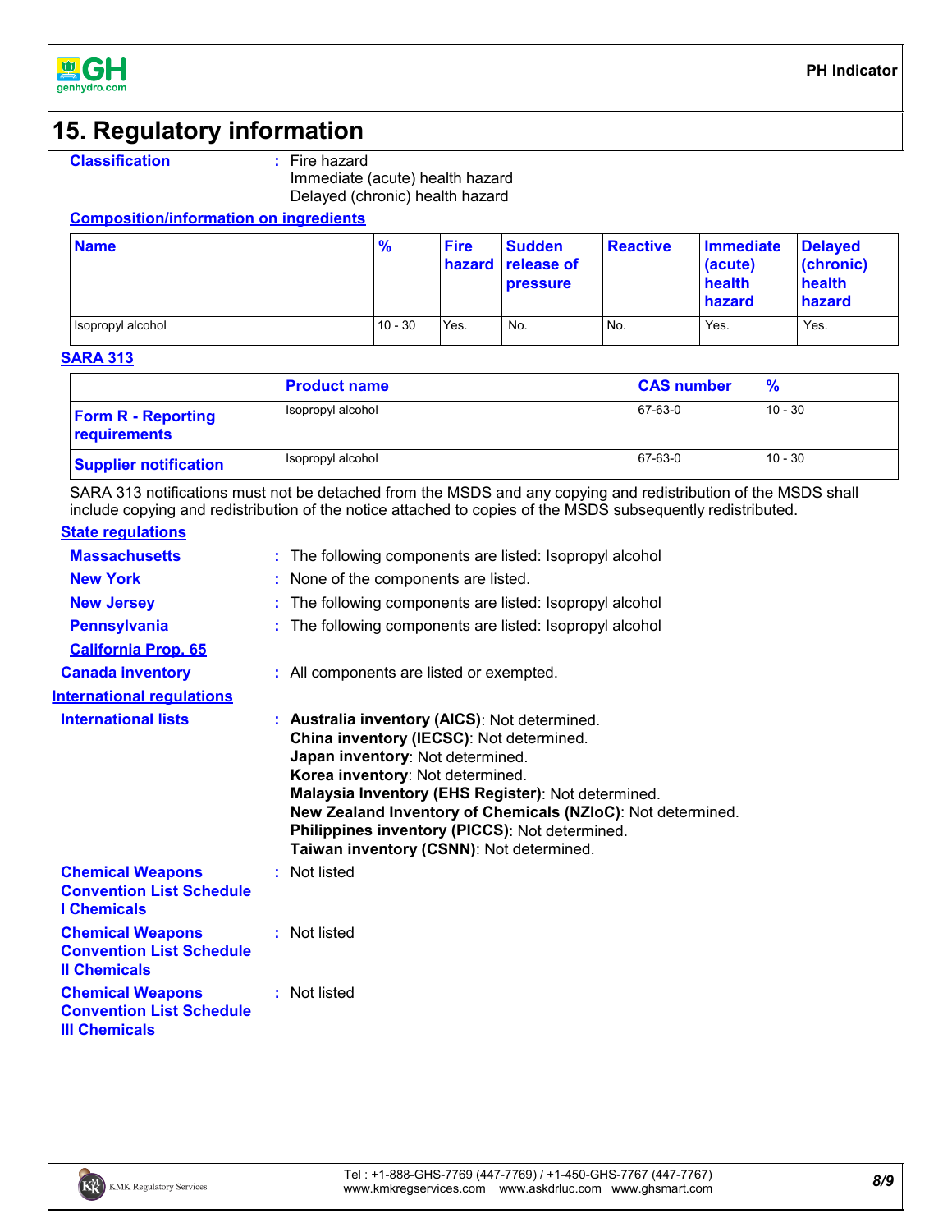# 15. Regulatory information

**Classification** : Fire hazard
Immediate (acute) health hazard
Delayed (chronic) health hazard

**Composition/information on ingredients**

| Name | % | Fire hazard | Sudden release of pressure | Reactive | Immediate (acute) health hazard | Delayed (chronic) health hazard |
|---|---|---|---|---|---|---|
| Isopropyl alcohol | 10 - 30 | Yes. | No. | No. | Yes. | Yes. |

**SARA 313**

| | Product name | CAS number | % |
|---|---|---|---|
| **Form R - Reporting requirements** | Isopropyl alcohol | 67-63-0 | 10 - 30 |
| **Supplier notification** | Isopropyl alcohol | 67-63-0 | 10 - 30 |

SARA 313 notifications must not be detached from the MSDS and any copying and redistribution of the MSDS shall include copying and redistribution of the notice attached to copies of the MSDS subsequently redistributed.

**State regulations**

**Massachusetts** : The following components are listed: Isopropyl alcohol

**New York** : None of the components are listed.

**New Jersey** : The following components are listed: Isopropyl alcohol

**Pennsylvania** : The following components are listed: Isopropyl alcohol

**California Prop. 65**

**Canada inventory** : All components are listed or exempted.

**International regulations**

**International lists** : **Australia inventory (AICS)**: Not determined.
**China inventory (IECSC)**: Not determined.
**Japan inventory**: Not determined.
**Korea inventory**: Not determined.
**Malaysia Inventory (EHS Register)**: Not determined.
**New Zealand Inventory of Chemicals (NZIoC)**: Not determined.
**Philippines inventory (PICCS)**: Not determined.
**Taiwan inventory (CSNN)**: Not determined.

**Chemical Weapons Convention List Schedule I Chemicals** : Not listed

**Chemical Weapons Convention List Schedule II Chemicals** : Not listed

**Chemical Weapons Convention List Schedule III Chemicals** : Not listed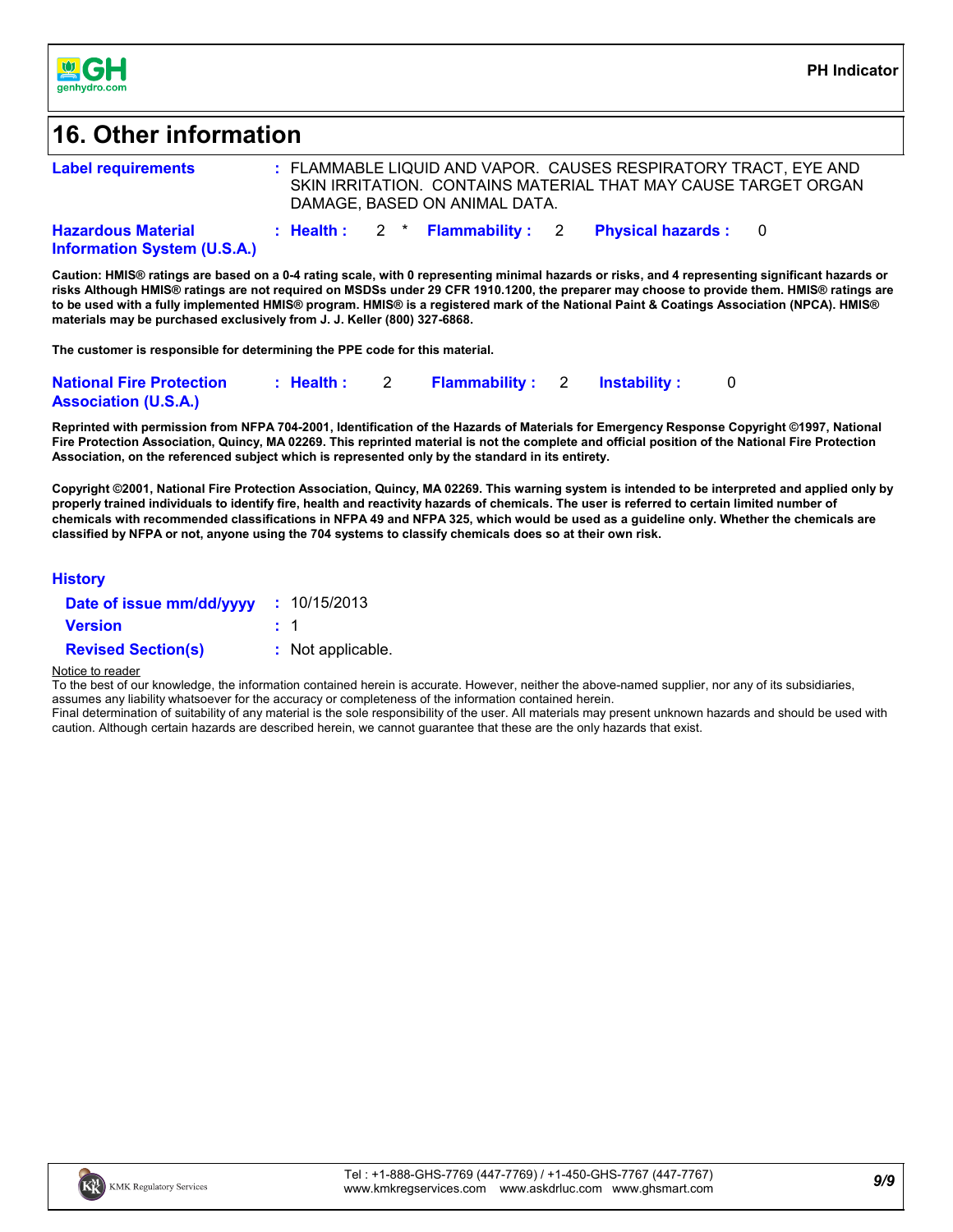## 16. Other information

**Label requirements** : FLAMMABLE LIQUID AND VAPOR. CAUSES RESPIRATORY TRACT, EYE AND SKIN IRRITATION. CONTAINS MATERIAL THAT MAY CAUSE TARGET ORGAN DAMAGE, BASED ON ANIMAL DATA.

**Hazardous Material Information System (U.S.A.)** : **Health :** 2 * **Flammability :** 2 **Physical hazards :** 0

**Caution: HMIS® ratings are based on a 0-4 rating scale, with 0 representing minimal hazards or risks, and 4 representing significant hazards or risks Although HMIS® ratings are not required on MSDSs under 29 CFR 1910.1200, the preparer may choose to provide them. HMIS® ratings are to be used with a fully implemented HMIS® program. HMIS® is a registered mark of the National Paint & Coatings Association (NPCA). HMIS® materials may be purchased exclusively from J. J. Keller (800) 327-6868.**

**The customer is responsible for determining the PPE code for this material.**

**National Fire Protection Association (U.S.A.)** : **Health :** 2 **Flammability :** 2 **Instability :** 0

**Reprinted with permission from NFPA 704-2001, Identification of the Hazards of Materials for Emergency Response Copyright ©1997, National Fire Protection Association, Quincy, MA 02269. This reprinted material is not the complete and official position of the National Fire Protection Association, on the referenced subject which is represented only by the standard in its entirety.**

**Copyright ©2001, National Fire Protection Association, Quincy, MA 02269. This warning system is intended to be interpreted and applied only by properly trained individuals to identify fire, health and reactivity hazards of chemicals. The user is referred to certain limited number of chemicals with recommended classifications in NFPA 49 and NFPA 325, which would be used as a guideline only. Whether the chemicals are classified by NFPA or not, anyone using the 704 systems to classify chemicals does so at their own risk.**

### History

**Date of issue mm/dd/yyyy** : 10/15/2013

**Version** : 1

**Revised Section(s)** : Not applicable.

Notice to reader

To the best of our knowledge, the information contained herein is accurate. However, neither the above-named supplier, nor any of its subsidiaries, assumes any liability whatsoever for the accuracy or completeness of the information contained herein.
Final determination of suitability of any material is the sole responsibility of the user. All materials may present unknown hazards and should be used with caution. Although certain hazards are described herein, we cannot guarantee that these are the only hazards that exist.